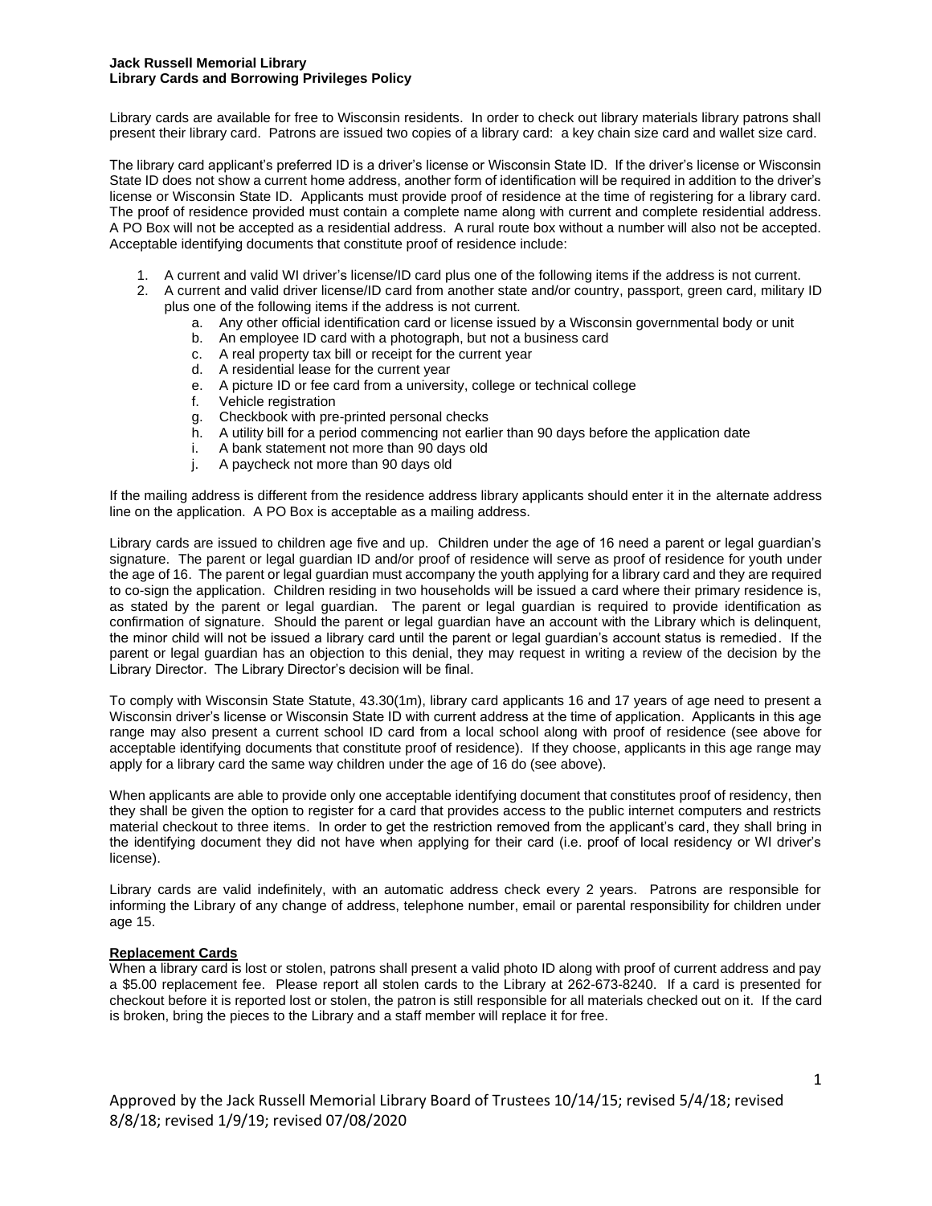**Jack Russell Memorial Library**
**Library Cards and Borrowing Privileges Policy**

Library cards are available for free to Wisconsin residents. In order to check out library materials library patrons shall present their library card. Patrons are issued two copies of a library card: a key chain size card and wallet size card.

The library card applicant's preferred ID is a driver's license or Wisconsin State ID. If the driver's license or Wisconsin State ID does not show a current home address, another form of identification will be required in addition to the driver's license or Wisconsin State ID. Applicants must provide proof of residence at the time of registering for a library card. The proof of residence provided must contain a complete name along with current and complete residential address. A PO Box will not be accepted as a residential address. A rural route box without a number will also not be accepted. Acceptable identifying documents that constitute proof of residence include:

1. A current and valid WI driver's license/ID card plus one of the following items if the address is not current.
2. A current and valid driver license/ID card from another state and/or country, passport, green card, military ID plus one of the following items if the address is not current.
    a. Any other official identification card or license issued by a Wisconsin governmental body or unit
    b. An employee ID card with a photograph, but not a business card
    c. A real property tax bill or receipt for the current year
    d. A residential lease for the current year
    e. A picture ID or fee card from a university, college or technical college
    f. Vehicle registration
    g. Checkbook with pre-printed personal checks
    h. A utility bill for a period commencing not earlier than 90 days before the application date
    i. A bank statement not more than 90 days old
    j. A paycheck not more than 90 days old

If the mailing address is different from the residence address library applicants should enter it in the alternate address line on the application. A PO Box is acceptable as a mailing address.

Library cards are issued to children age five and up. Children under the age of 16 need a parent or legal guardian's signature. The parent or legal guardian ID and/or proof of residence will serve as proof of residence for youth under the age of 16. The parent or legal guardian must accompany the youth applying for a library card and they are required to co-sign the application. Children residing in two households will be issued a card where their primary residence is, as stated by the parent or legal guardian. The parent or legal guardian is required to provide identification as confirmation of signature. Should the parent or legal guardian have an account with the Library which is delinquent, the minor child will not be issued a library card until the parent or legal guardian's account status is remedied. If the parent or legal guardian has an objection to this denial, they may request in writing a review of the decision by the Library Director. The Library Director's decision will be final.

To comply with Wisconsin State Statute, 43.30(1m), library card applicants 16 and 17 years of age need to present a Wisconsin driver's license or Wisconsin State ID with current address at the time of application. Applicants in this age range may also present a current school ID card from a local school along with proof of residence (see above for acceptable identifying documents that constitute proof of residence). If they choose, applicants in this age range may apply for a library card the same way children under the age of 16 do (see above).

When applicants are able to provide only one acceptable identifying document that constitutes proof of residency, then they shall be given the option to register for a card that provides access to the public internet computers and restricts material checkout to three items. In order to get the restriction removed from the applicant's card, they shall bring in the identifying document they did not have when applying for their card (i.e. proof of local residency or WI driver's license).

Library cards are valid indefinitely, with an automatic address check every 2 years. Patrons are responsible for informing the Library of any change of address, telephone number, email or parental responsibility for children under age 15.

**Replacement Cards**

When a library card is lost or stolen, patrons shall present a valid photo ID along with proof of current address and pay a $5.00 replacement fee. Please report all stolen cards to the Library at 262-673-8240. If a card is presented for checkout before it is reported lost or stolen, the patron is still responsible for all materials checked out on it. If the card is broken, bring the pieces to the Library and a staff member will replace it for free.

Approved by the Jack Russell Memorial Library Board of Trustees 10/14/15; revised 5/4/18; revised 8/8/18; revised 1/9/19; revised 07/08/2020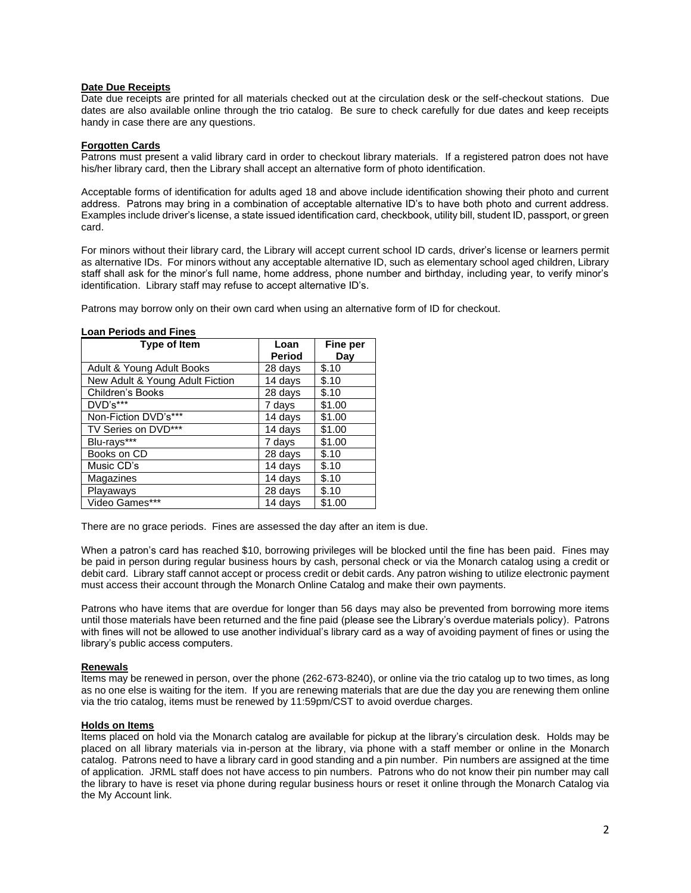## Date Due Receipts

Date due receipts are printed for all materials checked out at the circulation desk or the self-checkout stations. Due dates are also available online through the trio catalog. Be sure to check carefully for due dates and keep receipts handy in case there are any questions.

## Forgotten Cards

Patrons must present a valid library card in order to checkout library materials. If a registered patron does not have his/her library card, then the Library shall accept an alternative form of photo identification.

Acceptable forms of identification for adults aged 18 and above include identification showing their photo and current address. Patrons may bring in a combination of acceptable alternative ID's to have both photo and current address. Examples include driver's license, a state issued identification card, checkbook, utility bill, student ID, passport, or green card.

For minors without their library card, the Library will accept current school ID cards, driver's license or learners permit as alternative IDs. For minors without any acceptable alternative ID, such as elementary school aged children, Library staff shall ask for the minor's full name, home address, phone number and birthday, including year, to verify minor's identification. Library staff may refuse to accept alternative ID's.

Patrons may borrow only on their own card when using an alternative form of ID for checkout.

## Loan Periods and Fines

| Type of Item | Loan Period | Fine per Day |
|---|---|---|
| Adult & Young Adult Books | 28 days | $.10 |
| New Adult & Young Adult Fiction | 14 days | $.10 |
| Children's Books | 28 days | $.10 |
| DVD's*** | 7 days | $1.00 |
| Non-Fiction DVD's*** | 14 days | $1.00 |
| TV Series on DVD*** | 14 days | $1.00 |
| Blu-rays*** | 7 days | $1.00 |
| Books on CD | 28 days | $.10 |
| Music CD's | 14 days | $.10 |
| Magazines | 14 days | $.10 |
| Playaways | 28 days | $.10 |
| Video Games*** | 14 days | $1.00 |

There are no grace periods. Fines are assessed the day after an item is due.

When a patron's card has reached $10, borrowing privileges will be blocked until the fine has been paid. Fines may be paid in person during regular business hours by cash, personal check or via the Monarch catalog using a credit or debit card. Library staff cannot accept or process credit or debit cards. Any patron wishing to utilize electronic payment must access their account through the Monarch Online Catalog and make their own payments.

Patrons who have items that are overdue for longer than 56 days may also be prevented from borrowing more items until those materials have been returned and the fine paid (please see the Library's overdue materials policy). Patrons with fines will not be allowed to use another individual's library card as a way of avoiding payment of fines or using the library's public access computers.

## Renewals

Items may be renewed in person, over the phone (262-673-8240), or online via the trio catalog up to two times, as long as no one else is waiting for the item. If you are renewing materials that are due the day you are renewing them online via the trio catalog, items must be renewed by 11:59pm/CST to avoid overdue charges.

## Holds on Items

Items placed on hold via the Monarch catalog are available for pickup at the library's circulation desk. Holds may be placed on all library materials via in-person at the library, via phone with a staff member or online in the Monarch catalog. Patrons need to have a library card in good standing and a pin number. Pin numbers are assigned at the time of application. JRML staff does not have access to pin numbers. Patrons who do not know their pin number may call the library to have is reset via phone during regular business hours or reset it online through the Monarch Catalog via the My Account link.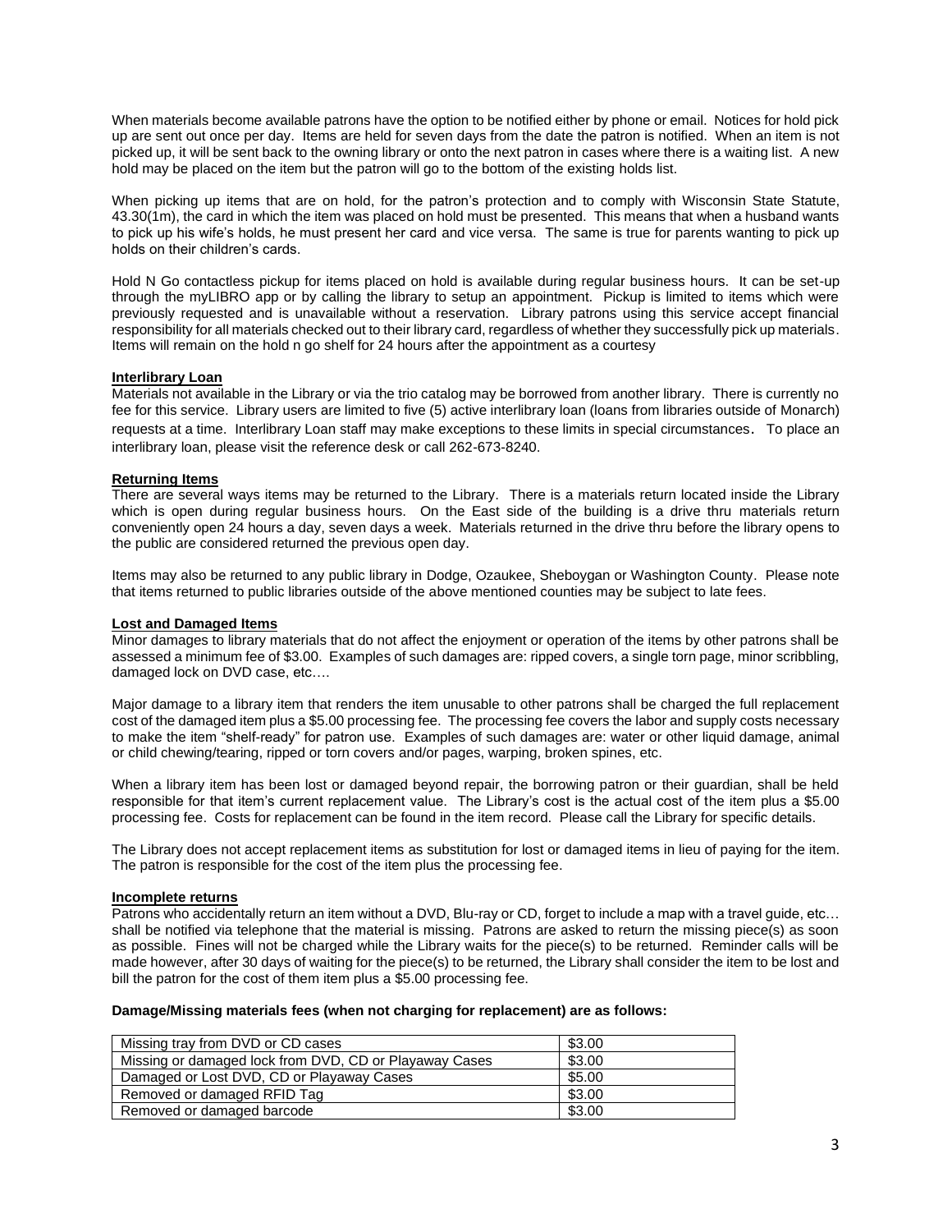When materials become available patrons have the option to be notified either by phone or email. Notices for hold pick up are sent out once per day. Items are held for seven days from the date the patron is notified. When an item is not picked up, it will be sent back to the owning library or onto the next patron in cases where there is a waiting list. A new hold may be placed on the item but the patron will go to the bottom of the existing holds list.

When picking up items that are on hold, for the patron's protection and to comply with Wisconsin State Statute, 43.30(1m), the card in which the item was placed on hold must be presented. This means that when a husband wants to pick up his wife's holds, he must present her card and vice versa. The same is true for parents wanting to pick up holds on their children's cards.

Hold N Go contactless pickup for items placed on hold is available during regular business hours. It can be set-up through the myLIBRO app or by calling the library to setup an appointment. Pickup is limited to items which were previously requested and is unavailable without a reservation. Library patrons using this service accept financial responsibility for all materials checked out to their library card, regardless of whether they successfully pick up materials. Items will remain on the hold n go shelf for 24 hours after the appointment as a courtesy

**Interlibrary Loan**

Materials not available in the Library or via the trio catalog may be borrowed from another library. There is currently no fee for this service. Library users are limited to five (5) active interlibrary loan (loans from libraries outside of Monarch) requests at a time. Interlibrary Loan staff may make exceptions to these limits in special circumstances. To place an interlibrary loan, please visit the reference desk or call 262-673-8240.

**Returning Items**

There are several ways items may be returned to the Library. There is a materials return located inside the Library which is open during regular business hours. On the East side of the building is a drive thru materials return conveniently open 24 hours a day, seven days a week. Materials returned in the drive thru before the library opens to the public are considered returned the previous open day.

Items may also be returned to any public library in Dodge, Ozaukee, Sheboygan or Washington County. Please note that items returned to public libraries outside of the above mentioned counties may be subject to late fees.

**Lost and Damaged Items**

Minor damages to library materials that do not affect the enjoyment or operation of the items by other patrons shall be assessed a minimum fee of $3.00. Examples of such damages are: ripped covers, a single torn page, minor scribbling, damaged lock on DVD case, etc….

Major damage to a library item that renders the item unusable to other patrons shall be charged the full replacement cost of the damaged item plus a $5.00 processing fee. The processing fee covers the labor and supply costs necessary to make the item "shelf-ready" for patron use. Examples of such damages are: water or other liquid damage, animal or child chewing/tearing, ripped or torn covers and/or pages, warping, broken spines, etc.

When a library item has been lost or damaged beyond repair, the borrowing patron or their guardian, shall be held responsible for that item's current replacement value. The Library's cost is the actual cost of the item plus a $5.00 processing fee. Costs for replacement can be found in the item record. Please call the Library for specific details.

The Library does not accept replacement items as substitution for lost or damaged items in lieu of paying for the item. The patron is responsible for the cost of the item plus the processing fee.

**Incomplete returns**

Patrons who accidentally return an item without a DVD, Blu-ray or CD, forget to include a map with a travel guide, etc… shall be notified via telephone that the material is missing. Patrons are asked to return the missing piece(s) as soon as possible. Fines will not be charged while the Library waits for the piece(s) to be returned. Reminder calls will be made however, after 30 days of waiting for the piece(s) to be returned, the Library shall consider the item to be lost and bill the patron for the cost of them item plus a $5.00 processing fee.

**Damage/Missing materials fees (when not charging for replacement) are as follows:**

| Item | Fee |
|---|---|
| Missing tray from DVD or CD cases | $3.00 |
| Missing or damaged lock from DVD, CD or Playaway Cases | $3.00 |
| Damaged or Lost DVD, CD or Playaway Cases | $5.00 |
| Removed or damaged RFID Tag | $3.00 |
| Removed or damaged barcode | $3.00 |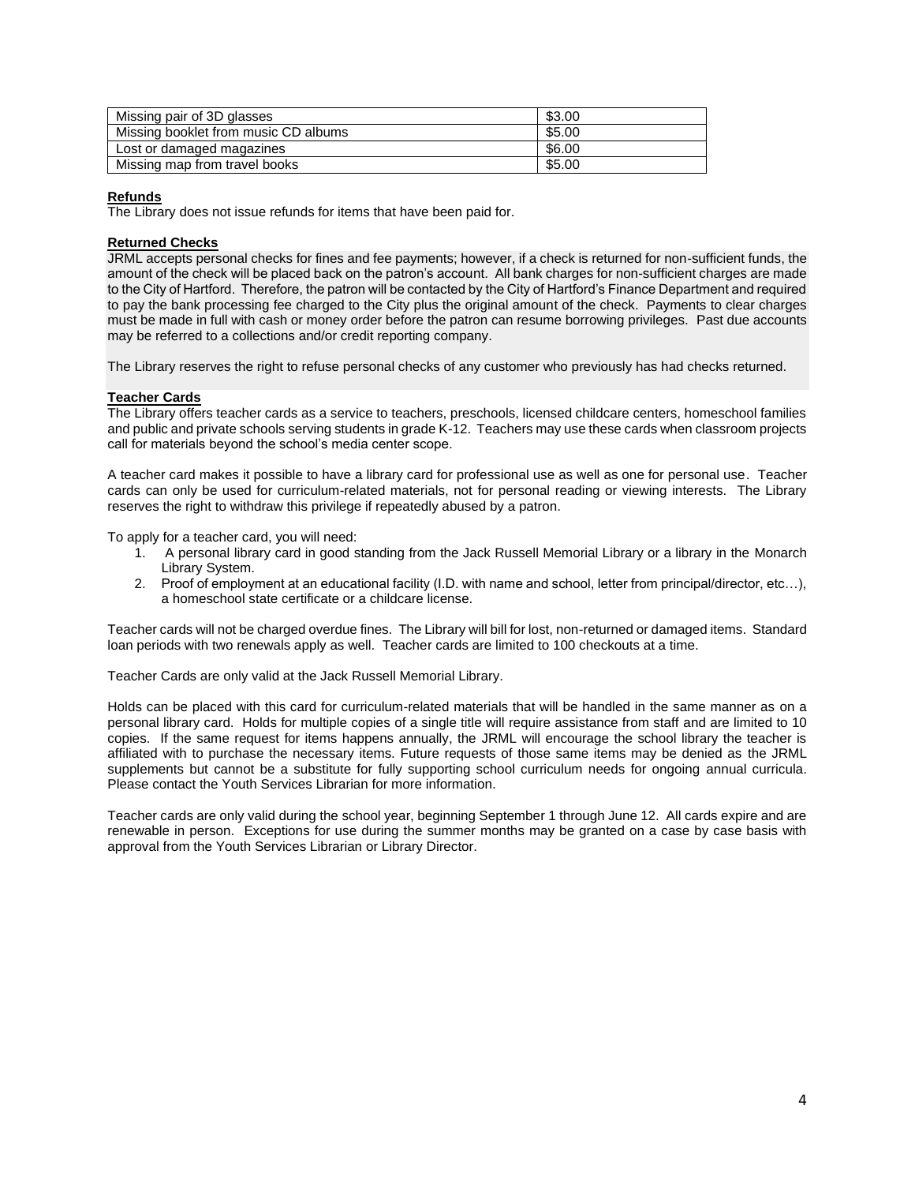| | |
|---|---|
| Missing pair of 3D glasses | \$3.00 |
| Missing booklet from music CD albums | \$5.00 |
| Lost or damaged magazines | \$6.00 |
| Missing map from travel books | \$5.00 |

**Refunds**

The Library does not issue refunds for items that have been paid for.

**Returned Checks**

JRML accepts personal checks for fines and fee payments; however, if a check is returned for non-sufficient funds, the amount of the check will be placed back on the patron's account. All bank charges for non-sufficient charges are made to the City of Hartford. Therefore, the patron will be contacted by the City of Hartford's Finance Department and required to pay the bank processing fee charged to the City plus the original amount of the check. Payments to clear charges must be made in full with cash or money order before the patron can resume borrowing privileges. Past due accounts may be referred to a collections and/or credit reporting company.

The Library reserves the right to refuse personal checks of any customer who previously has had checks returned.

**Teacher Cards**

The Library offers teacher cards as a service to teachers, preschools, licensed childcare centers, homeschool families and public and private schools serving students in grade K-12. Teachers may use these cards when classroom projects call for materials beyond the school's media center scope.

A teacher card makes it possible to have a library card for professional use as well as one for personal use. Teacher cards can only be used for curriculum-related materials, not for personal reading or viewing interests. The Library reserves the right to withdraw this privilege if repeatedly abused by a patron.

To apply for a teacher card, you will need:

1. A personal library card in good standing from the Jack Russell Memorial Library or a library in the Monarch Library System.
2. Proof of employment at an educational facility (I.D. with name and school, letter from principal/director, etc…), a homeschool state certificate or a childcare license.

Teacher cards will not be charged overdue fines. The Library will bill for lost, non-returned or damaged items. Standard loan periods with two renewals apply as well. Teacher cards are limited to 100 checkouts at a time.

Teacher Cards are only valid at the Jack Russell Memorial Library.

Holds can be placed with this card for curriculum-related materials that will be handled in the same manner as on a personal library card. Holds for multiple copies of a single title will require assistance from staff and are limited to 10 copies. If the same request for items happens annually, the JRML will encourage the school library the teacher is affiliated with to purchase the necessary items. Future requests of those same items may be denied as the JRML supplements but cannot be a substitute for fully supporting school curriculum needs for ongoing annual curricula. Please contact the Youth Services Librarian for more information.

Teacher cards are only valid during the school year, beginning September 1 through June 12. All cards expire and are renewable in person. Exceptions for use during the summer months may be granted on a case by case basis with approval from the Youth Services Librarian or Library Director.